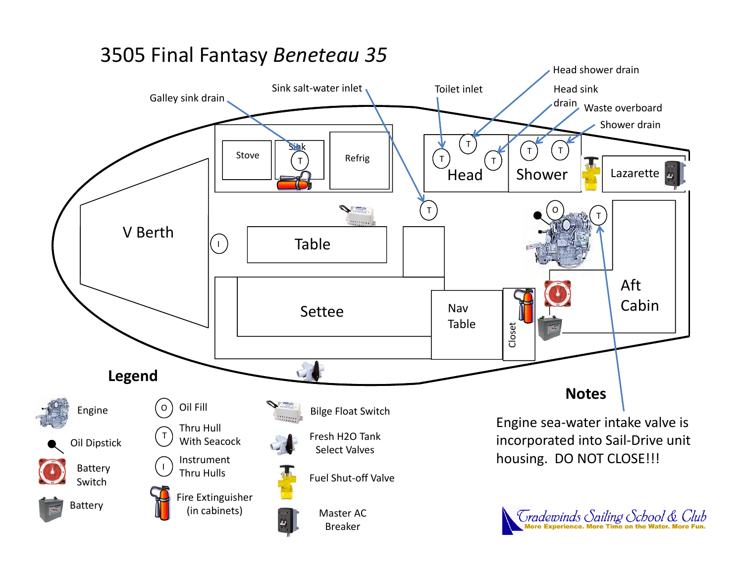# 3505 Final Fantasy *Beneteau 35*

Galley sink drain

Sink salt-water inlet

Toilet inlet

Head shower drain

Head sink drain

Waste overboard

Shower drain

Stove

Sink

Refrig

Head

Shower

Lazarette

V Berth

Table

Settee

Nav Table

Closet

Aft Cabin

## Legend

- Engine
- Oil Dipstick
- Battery Switch
- Battery
- O — Oil Fill
- T — Thru Hull With Seacock
- I — Instrument Thru Hulls
- Fire Extinguisher (in cabinets)
- Bilge Float Switch
- Fresh H2O Tank Select Valves
- Fuel Shut-off Valve
- Master AC Breaker

## Notes

Engine sea-water intake valve is incorporated into Sail-Drive unit housing. DO NOT CLOSE!!!

Tradewinds Sailing School & Club
More Experience. More Time on the Water. More Fun.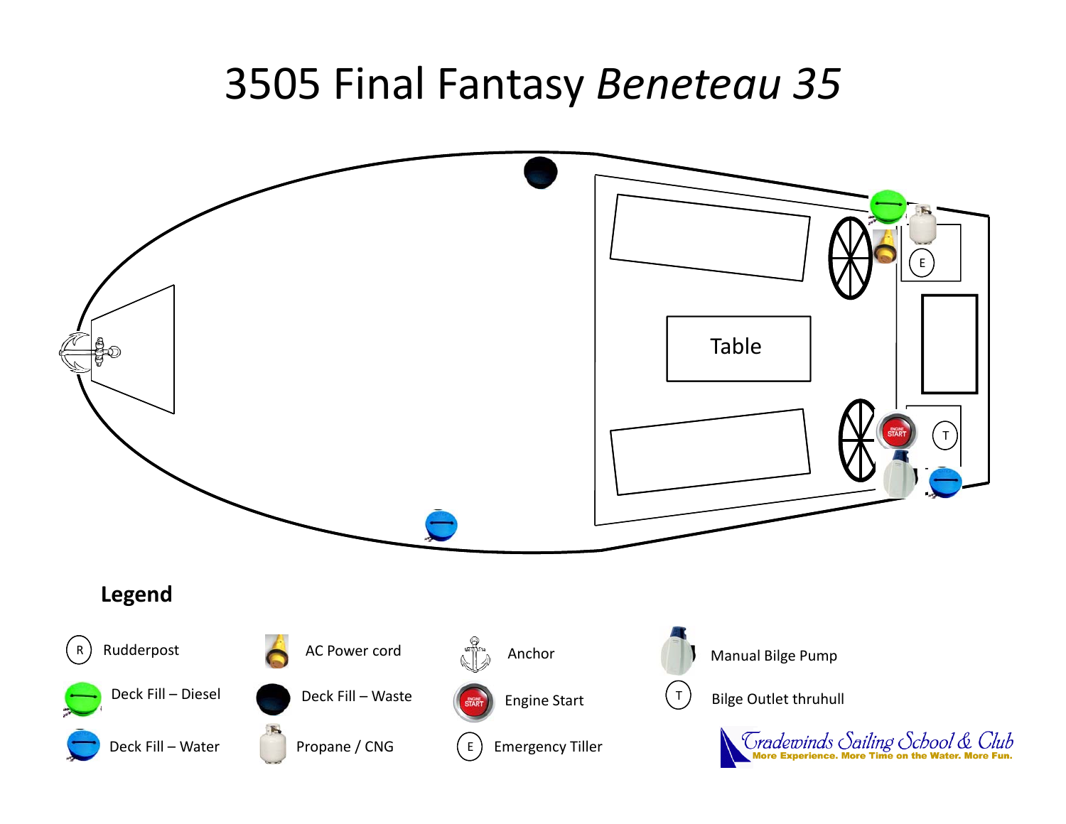# 3505 Final Fantasy *Beneteau 35*

Table

E

T

## Legend

| Symbol | Meaning |
|---|---|
| R | Rudderpost |
| | Deck Fill – Diesel |
| | Deck Fill – Water |
| | AC Power cord |
| | Deck Fill – Waste |
| | Propane / CNG |
| | Anchor |
| | Engine Start |
| E | Emergency Tiller |
| | Manual Bilge Pump |
| T | Bilge Outlet thruhull |

Tradewinds Sailing School & Club
More Experience. More Time on the Water. More Fun.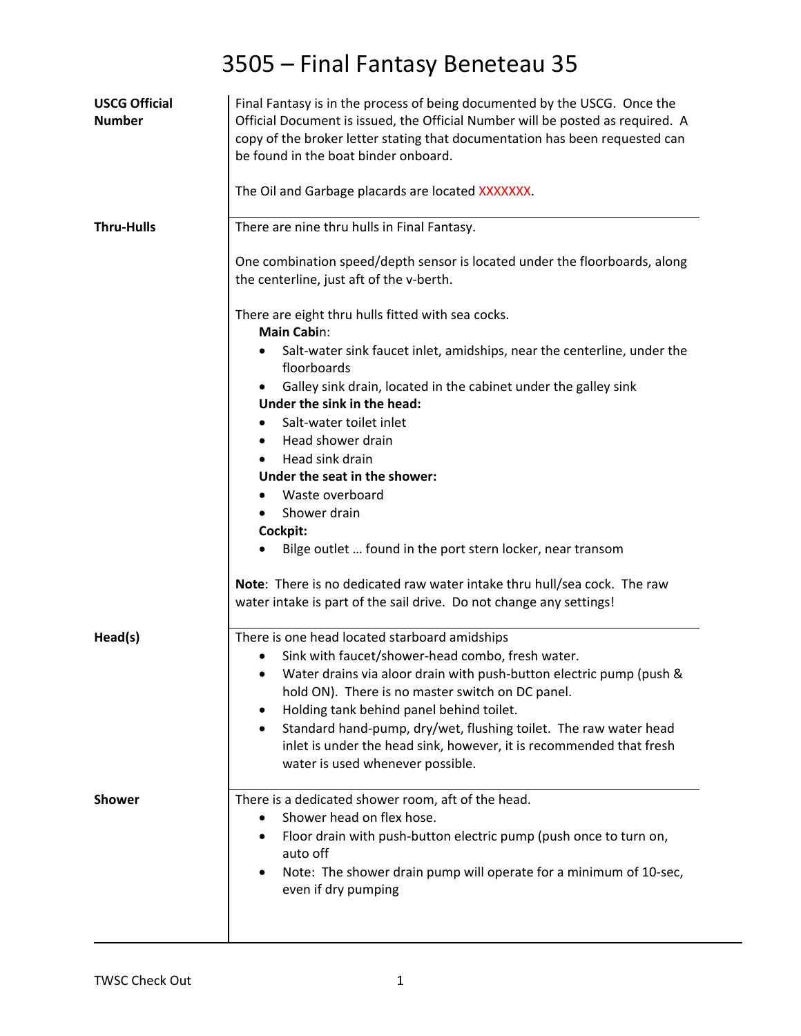# 3505 – Final Fantasy Beneteau 35

| | |
|---|---|
| **USCG Official Number** | Final Fantasy is in the process of being documented by the USCG. Once the Official Document is issued, the Official Number will be posted as required. A copy of the broker letter stating that documentation has been requested can be found in the boat binder onboard.<br><br>The Oil and Garbage placards are located XXXXXXX. |
| **Thru-Hulls** | There are nine thru hulls in Final Fantasy.<br><br>One combination speed/depth sensor is located under the floorboards, along the centerline, just aft of the v-berth.<br><br>There are eight thru hulls fitted with sea cocks.<br>**Main Cabin**:<br>• Salt-water sink faucet inlet, amidships, near the centerline, under the floorboards<br>• Galley sink drain, located in the cabinet under the galley sink<br>**Under the sink in the head:**<br>• Salt-water toilet inlet<br>• Head shower drain<br>• Head sink drain<br>**Under the seat in the shower:**<br>• Waste overboard<br>• Shower drain<br>**Cockpit:**<br>• Bilge outlet … found in the port stern locker, near transom<br><br>**Note**: There is no dedicated raw water intake thru hull/sea cock. The raw water intake is part of the sail drive. Do not change any settings! |
| **Head(s)** | There is one head located starboard amidships<br>• Sink with faucet/shower-head combo, fresh water.<br>• Water drains via aloor drain with push-button electric pump (push & hold ON). There is no master switch on DC panel.<br>• Holding tank behind panel behind toilet.<br>• Standard hand-pump, dry/wet, flushing toilet. The raw water head inlet is under the head sink, however, it is recommended that fresh water is used whenever possible. |
| **Shower** | There is a dedicated shower room, aft of the head.<br>• Shower head on flex hose.<br>• Floor drain with push-button electric pump (push once to turn on, auto off<br>• Note: The shower drain pump will operate for a minimum of 10-sec, even if dry pumping |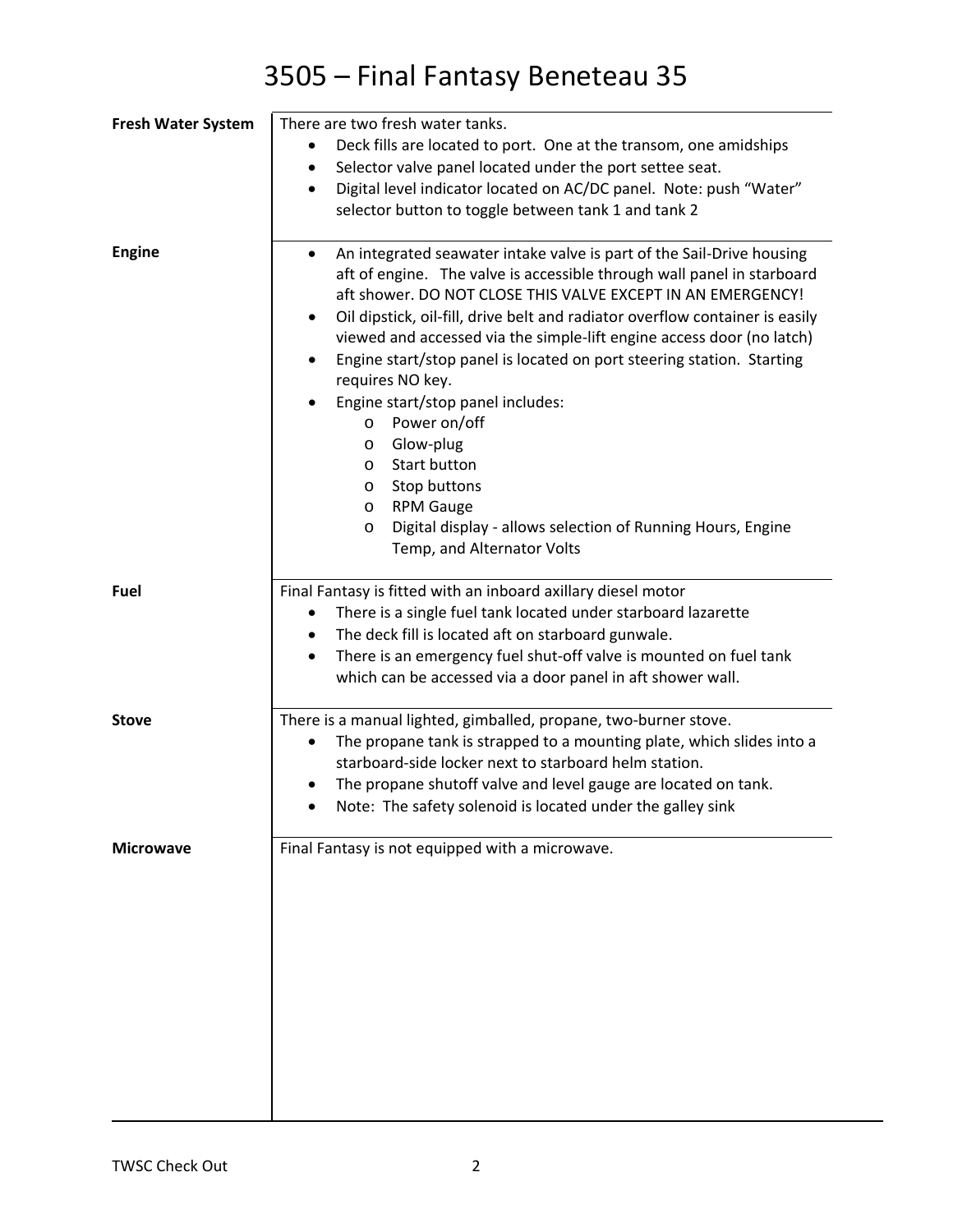# 3505 – Final Fantasy Beneteau 35

| | |
|---|---|
| **Fresh Water System** | There are two fresh water tanks.<br>• Deck fills are located to port. One at the transom, one amidships<br>• Selector valve panel located under the port settee seat.<br>• Digital level indicator located on AC/DC panel. Note: push "Water" selector button to toggle between tank 1 and tank 2 |
| **Engine** | • An integrated seawater intake valve is part of the Sail-Drive housing aft of engine. The valve is accessible through wall panel in starboard aft shower. DO NOT CLOSE THIS VALVE EXCEPT IN AN EMERGENCY!<br>• Oil dipstick, oil-fill, drive belt and radiator overflow container is easily viewed and accessed via the simple-lift engine access door (no latch)<br>• Engine start/stop panel is located on port steering station. Starting requires NO key.<br>• Engine start/stop panel includes:<br>  o Power on/off<br>  o Glow-plug<br>  o Start button<br>  o Stop buttons<br>  o RPM Gauge<br>  o Digital display - allows selection of Running Hours, Engine Temp, and Alternator Volts |
| **Fuel** | Final Fantasy is fitted with an inboard axillary diesel motor<br>• There is a single fuel tank located under starboard lazarette<br>• The deck fill is located aft on starboard gunwale.<br>• There is an emergency fuel shut-off valve is mounted on fuel tank which can be accessed via a door panel in aft shower wall. |
| **Stove** | There is a manual lighted, gimballed, propane, two-burner stove.<br>• The propane tank is strapped to a mounting plate, which slides into a starboard-side locker next to starboard helm station.<br>• The propane shutoff valve and level gauge are located on tank.<br>• Note: The safety solenoid is located under the galley sink |
| **Microwave** | Final Fantasy is not equipped with a microwave. |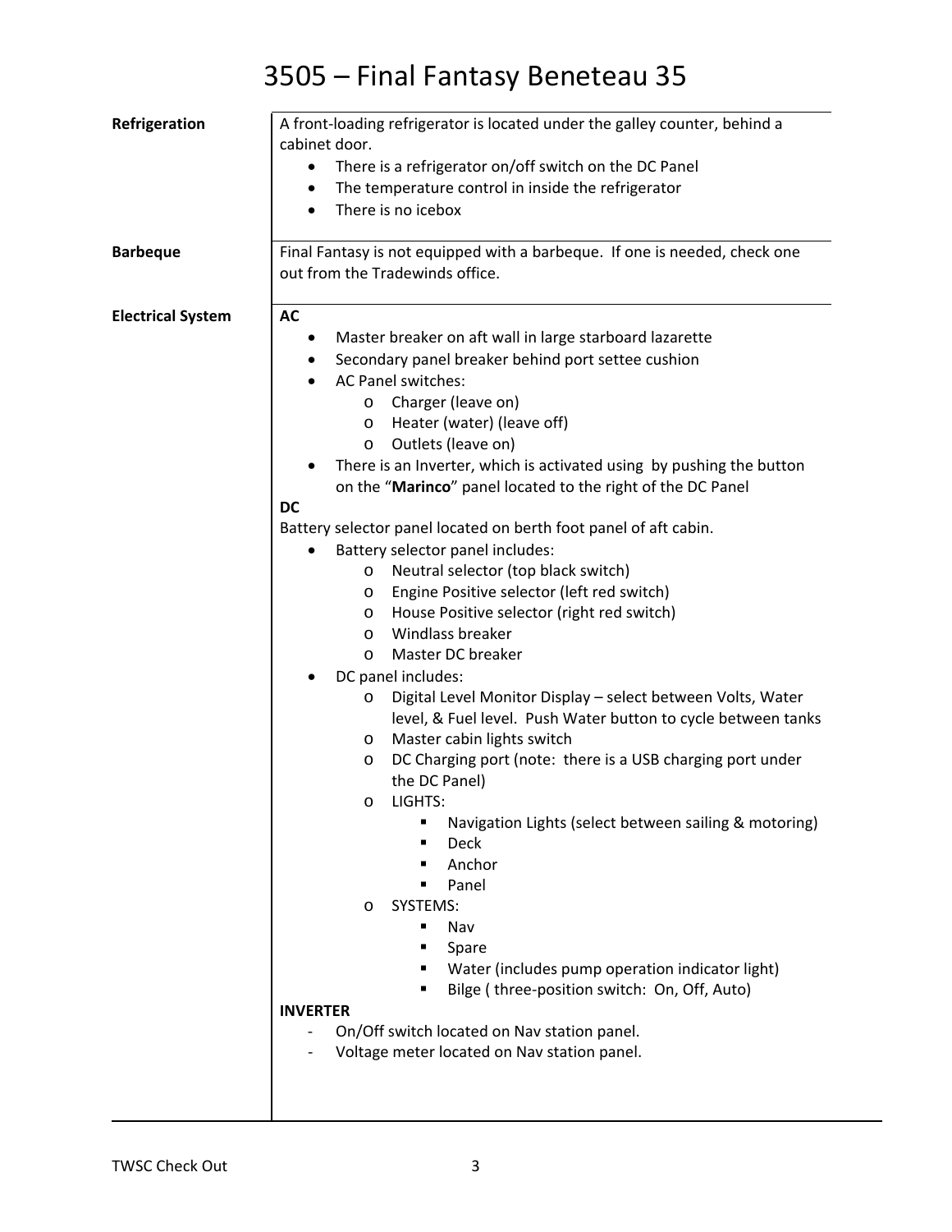# 3505 – Final Fantasy Beneteau 35

**Refrigeration**

A front-loading refrigerator is located under the galley counter, behind a cabinet door.

- There is a refrigerator on/off switch on the DC Panel
- The temperature control in inside the refrigerator
- There is no icebox

**Barbeque**

Final Fantasy is not equipped with a barbeque. If one is needed, check one out from the Tradewinds office.

**Electrical System**

**AC**

- Master breaker on aft wall in large starboard lazarette
- Secondary panel breaker behind port settee cushion
- AC Panel switches:
  - Charger (leave on)
  - Heater (water) (leave off)
  - Outlets (leave on)
- There is an Inverter, which is activated using by pushing the button on the "**Marinco**" panel located to the right of the DC Panel

**DC**

Battery selector panel located on berth foot panel of aft cabin.

- Battery selector panel includes:
  - Neutral selector (top black switch)
  - Engine Positive selector (left red switch)
  - House Positive selector (right red switch)
  - Windlass breaker
  - Master DC breaker
- DC panel includes:
  - Digital Level Monitor Display – select between Volts, Water level, & Fuel level. Push Water button to cycle between tanks
  - Master cabin lights switch
  - DC Charging port (note: there is a USB charging port under the DC Panel)
  - LIGHTS:
    - Navigation Lights (select between sailing & motoring)
    - Deck
    - Anchor
    - Panel
  - SYSTEMS:
    - Nav
    - Spare
    - Water (includes pump operation indicator light)
    - Bilge ( three-position switch: On, Off, Auto)

**INVERTER**

- On/Off switch located on Nav station panel.
- Voltage meter located on Nav station panel.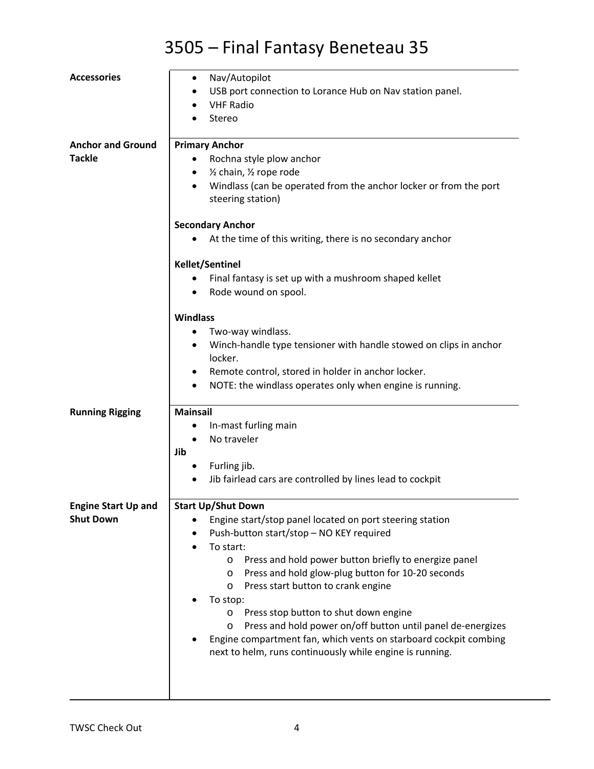# 3505 – Final Fantasy Beneteau 35

## Accessories

- Nav/Autopilot
- USB port connection to Lorance Hub on Nav station panel.
- VHF Radio
- Stereo

## Anchor and Ground Tackle

**Primary Anchor**

- Rochna style plow anchor
- ½ chain, ½ rope rode
- Windlass (can be operated from the anchor locker or from the port steering station)

**Secondary Anchor**

- At the time of this writing, there is no secondary anchor

**Kellet/Sentinel**

- Final fantasy is set up with a mushroom shaped kellet
- Rode wound on spool.

**Windlass**

- Two-way windlass.
- Winch-handle type tensioner with handle stowed on clips in anchor locker.
- Remote control, stored in holder in anchor locker.
- NOTE: the windlass operates only when engine is running.

## Running Rigging

**Mainsail**

- In-mast furling main
- No traveler

**Jib**

- Furling jib.
- Jib fairlead cars are controlled by lines lead to cockpit

## Engine Start Up and Shut Down

**Start Up/Shut Down**

- Engine start/stop panel located on port steering station
- Push-button start/stop – NO KEY required
- To start:
  - Press and hold power button briefly to energize panel
  - Press and hold glow-plug button for 10-20 seconds
  - Press start button to crank engine
- To stop:
  - Press stop button to shut down engine
  - Press and hold power on/off button until panel de-energizes
- Engine compartment fan, which vents on starboard cockpit combing next to helm, runs continuously while engine is running.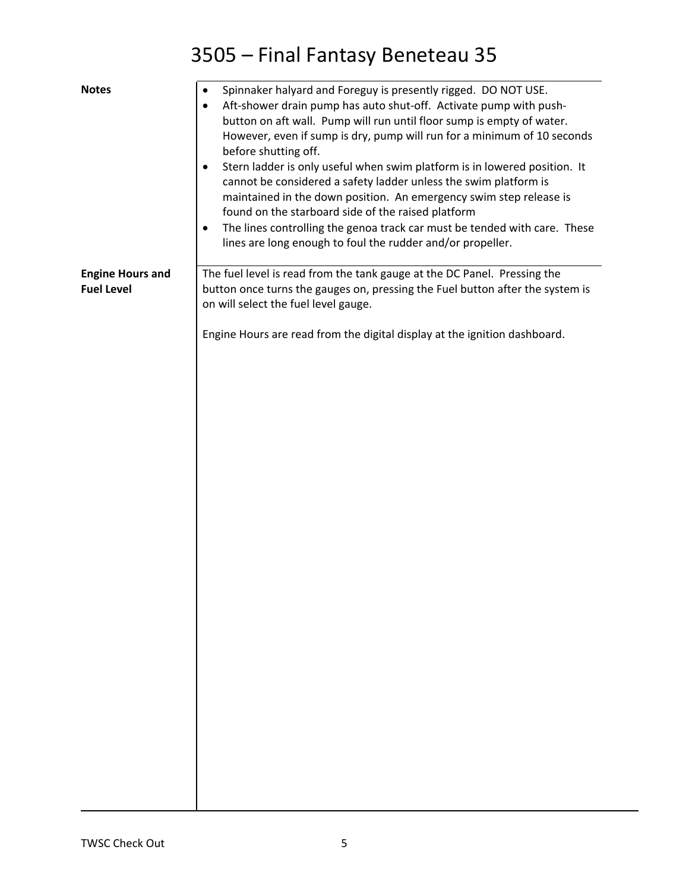# 3505 – Final Fantasy Beneteau 35

| | |
|---|---|
| **Notes** | • Spinnaker halyard and Foreguy is presently rigged. DO NOT USE.<br>• Aft-shower drain pump has auto shut-off. Activate pump with push-button on aft wall. Pump will run until floor sump is empty of water. However, even if sump is dry, pump will run for a minimum of 10 seconds before shutting off.<br>• Stern ladder is only useful when swim platform is in lowered position. It cannot be considered a safety ladder unless the swim platform is maintained in the down position. An emergency swim step release is found on the starboard side of the raised platform<br>• The lines controlling the genoa track car must be tended with care. These lines are long enough to foul the rudder and/or propeller. |
| **Engine Hours and Fuel Level** | The fuel level is read from the tank gauge at the DC Panel. Pressing the button once turns the gauges on, pressing the Fuel button after the system is on will select the fuel level gauge.<br><br>Engine Hours are read from the digital display at the ignition dashboard. |